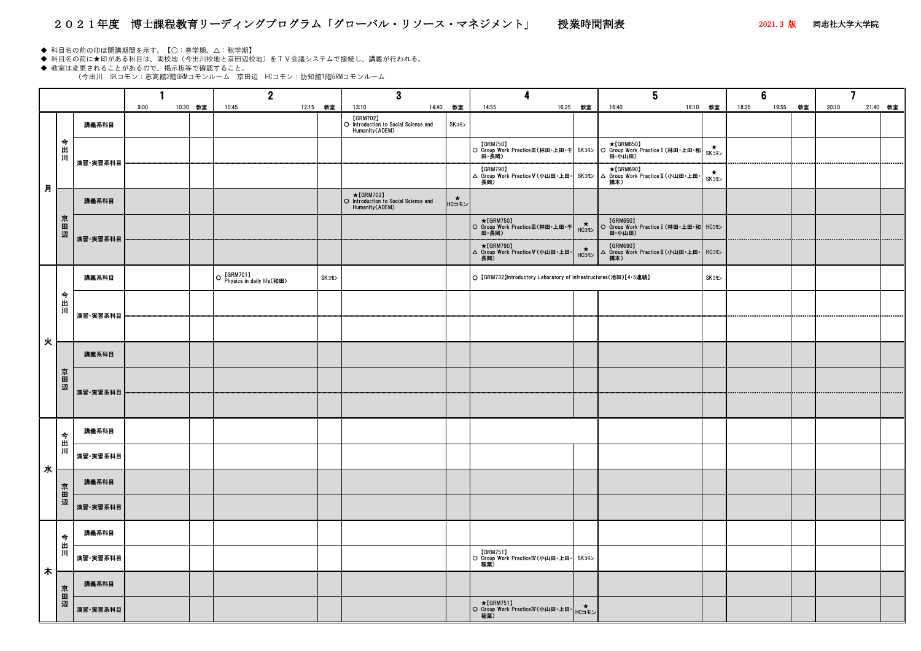# ２０２１年度　博士課程教育リーディングプログラム「グローバル・リソース・マネジメント」　授業時間割表

2021.3 版　同志社大学大学院

◆ 科目名の前の印は開講期間を示す。【○：春学期，△：秋学期】
◆ 科目名の前に★印がある科目は、両校地（今出川校地と京田辺校地）をＴＶ会議システムで接続し、講義が行われる。
◆ 教室は変更されることがあるので、掲示板等で確認すること。
（今出川　SKコモン：志高館2階GRMコモンルーム　京田辺　HCコモン：訪知館1階GRMコモンルーム

| 曜日 | 校地 | 区分 | 1 (9:00–10:30) | 教室 | 2 (10:45–12:15) | 教室 | 3 (13:10–14:40) | 教室 | 4 (14:55–16:25) | 教室 | 5 (16:40–18:10) | 教室 | 6 (18:25–19:55) | 教室 | 7 (20:10–21:40) | 教室 |
|---|---|---|---|---|---|---|---|---|---|---|---|---|---|---|---|---|
| 月 | 今出川 | 講義系科目 | | | | | 【GRM702】 ○ Introduction to Social Science and Humanity(ADEM) | SKｺﾓﾝ | | | | | | | | |
| 月 | 今出川 | 演習・実習系科目 | | | | | | | 【GRM750】 ○ Group Work PracticeⅢ(林田・上田・千田・長岡) | SKｺﾓﾝ | ★【GRM650】 ○ Group Work PracticeⅠ(林田・上田・和田・小山田) | ★ SKｺﾓﾝ | | | | |
| 月 | 今出川 | 演習・実習系科目 | | | | | | | 【GRM790】 △ Group Work PracticeⅤ(小山田・上田・長岡) | SKｺﾓﾝ | ★【GRM690】 △ Group Work PracticeⅡ(小山田・上田・橋本) | ★ SKｺﾓﾝ | | | | |
| 月 | 京田辺 | 講義系科目 | | | | | ★【GRM702】 ○ Introduction to Social Science and Humanity(ADEM) | ★ HCコモン | | | | | | | | |
| 月 | 京田辺 | 演習・実習系科目 | | | | | | | ★【GRM750】 ○ Group Work PracticeⅢ(林田・上田・千田・長岡) | ★ HCｺﾓﾝ | 【GRM650】 ○ Group Work PracticeⅠ(林田・上田・和田・小山田) | HCｺﾓﾝ | | | | |
| 月 | 京田辺 | 演習・実習系科目 | | | | | | | ★【GRM790】 △ Group Work PracticeⅤ(小山田・上田・長岡) | ★ HCｺﾓﾝ | 【GRM690】 △ Group Work PracticeⅡ(小山田・上田・橋本) | HCｺﾓﾝ | | | | |
| 火 | 今出川 | 講義系科目 | | | ○ 【GRM701】 Physics in daily life(和田) | SKｺﾓﾝ | | | ○ 【GRM732】Introductory Laboratory of Infrastructures(池田)【4・5連続】 | | | SKｺﾓﾝ | | | | |
| 火 | 今出川 | 演習・実習系科目 | | | | | | | | | | | | | | |
| 火 | 京田辺 | 講義系科目 | | | | | | | | | | | | | | |
| 火 | 京田辺 | 演習・実習系科目 | | | | | | | | | | | | | | |
| 水 | 今出川 | 講義系科目 | | | | | | | | | | | | | | |
| 水 | 今出川 | 演習・実習系科目 | | | | | | | | | | | | | | |
| 水 | 京田辺 | 講義系科目 | | | | | | | | | | | | | | |
| 水 | 京田辺 | 演習・実習系科目 | | | | | | | | | | | | | | |
| 木 | 今出川 | 講義系科目 | | | | | | | | | | | | | | |
| 木 | 今出川 | 演習・実習系科目 | | | | | | | 【GRM751】 ○ Group Work PracticeⅣ(小山田・上田・稲葉) | SKｺﾓﾝ | | | | | | |
| 木 | 京田辺 | 講義系科目 | | | | | | | | | | | | | | |
| 木 | 京田辺 | 演習・実習系科目 | | | | | | | ★【GRM751】 ○ Group Work PracticeⅣ(小山田・上田・稲葉) | ★ HCコモン | | | | | | |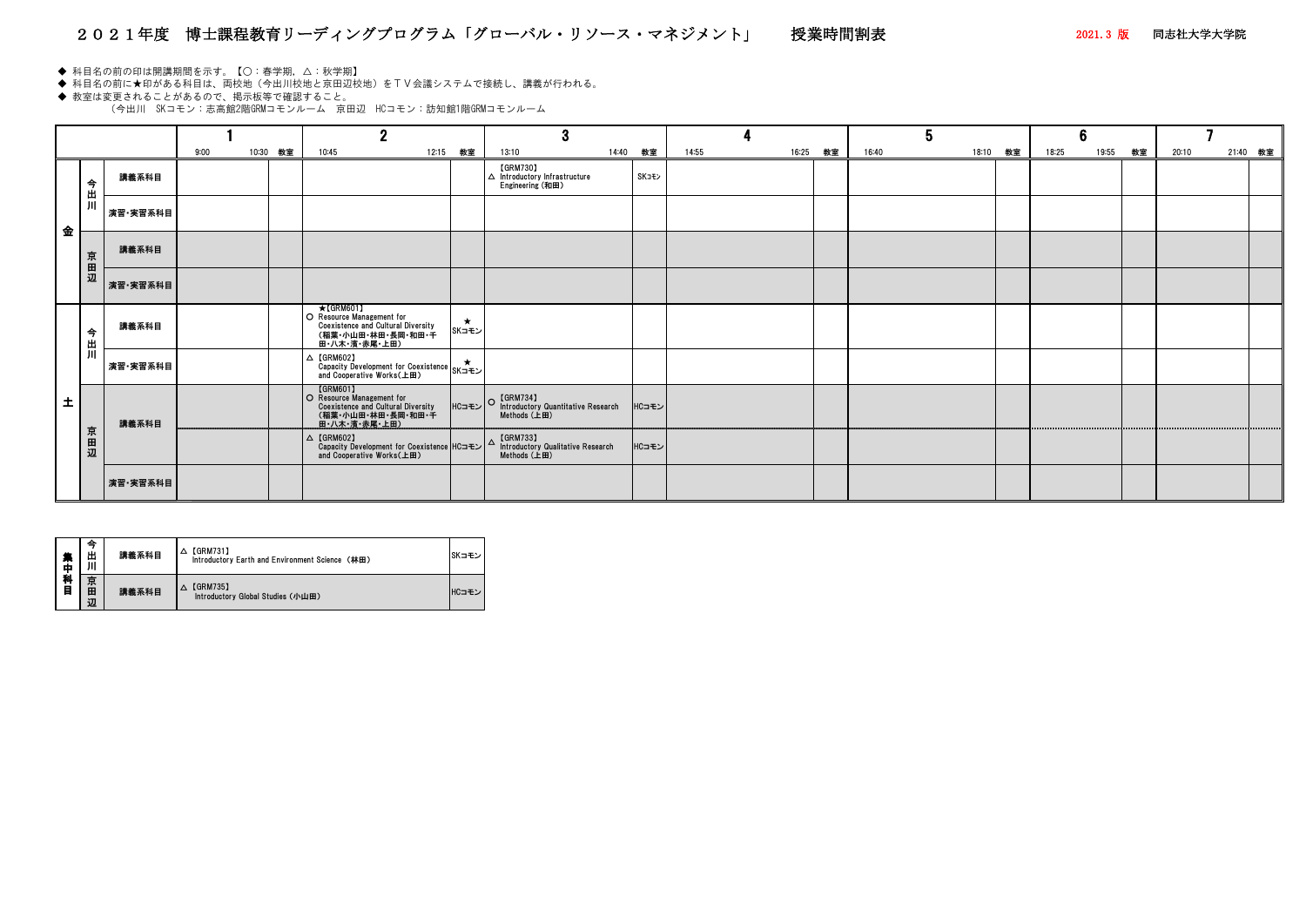# ２０２１年度　博士課程教育リーディングプログラム「グローバル・リソース・マネジメント」　授業時間割表

2021.3 版　同志社大学大学院

◆ 科目名の前の印は開講期間を示す。【○：春学期，△：秋学期】
◆ 科目名の前に★印がある科目は、両校地（今出川校地と京田辺校地）をＴＶ会議システムで接続し、講義が行われる。
◆ 教室は変更されることがあるので、掲示板等で確認すること。
（今出川　SKコモン：志高館2階GRMコモンルーム　京田辺　HCコモン：訪知館1階GRMコモンルーム

| | | | 1 (9:00–10:30) | 教室 | 2 (10:45–12:15) | 教室 | 3 (13:10–14:40) | 教室 | 4 (14:55–16:25) | 教室 | 5 (16:40–18:10) | 教室 | 6 (18:25–19:55) | 教室 | 7 (20:10–21:40) | 教室 |
|---|---|---|---|---|---|---|---|---|---|---|---|---|---|---|---|---|
| 金 | 今出川 | 講義系科目 | | | | | △ 【GRM730】 Introductory Infrastructure Engineering（和田） | SKコモン | | | | | | | | |
| 金 | 今出川 | 演習・実習系科目 | | | | | | | | | | | | | | |
| 金 | 京田辺 | 講義系科目 | | | | | | | | | | | | | | |
| 金 | 京田辺 | 演習・実習系科目 | | | | | | | | | | | | | | |
| 土 | 今出川 | 講義系科目 | | | ★【GRM601】 ○ Resource Management for Coexistence and Cultural Diversity （稲葉・小山田・林田・長岡・和田・千田・八木・濱・赤尾・上田） | ★ SKコモン | | | | | | | | | | |
| 土 | 今出川 | 演習・実習系科目 | | | △ 【GRM602】 Capacity Development for Coexistence and Cooperative Works（上田） | ★ SKコモン | | | | | | | | | | |
| 土 | 京田辺 | 講義系科目 | | | 【GRM601】 ○ Resource Management for Coexistence and Cultural Diversity （稲葉・小山田・林田・長岡・和田・千田・八木・濱・赤尾・上田） | HCコモン | ○ 【GRM734】 Introductory Quantitative Research Methods（上田） | HCコモン | | | | | | | | |
| 土 | 京田辺 | 講義系科目 | | | △ 【GRM602】 Capacity Development for Coexistence and Cooperative Works（上田） | HCコモン | △ 【GRM733】 Introductory Qualitative Research Methods（上田） | HCコモン | | | | | | | | |
| 土 | 京田辺 | 演習・実習系科目 | | | | | | | | | | | | | | |

| | | | | |
|---|---|---|---|---|
| 集中科目 | 今出川 | 講義系科目 | △ 【GRM731】 Introductory Earth and Environment Science（林田） | SKコモン |
| 集中科目 | 京田辺 | 講義系科目 | △ 【GRM735】 Introductory Global Studies（小山田） | HCコモン |